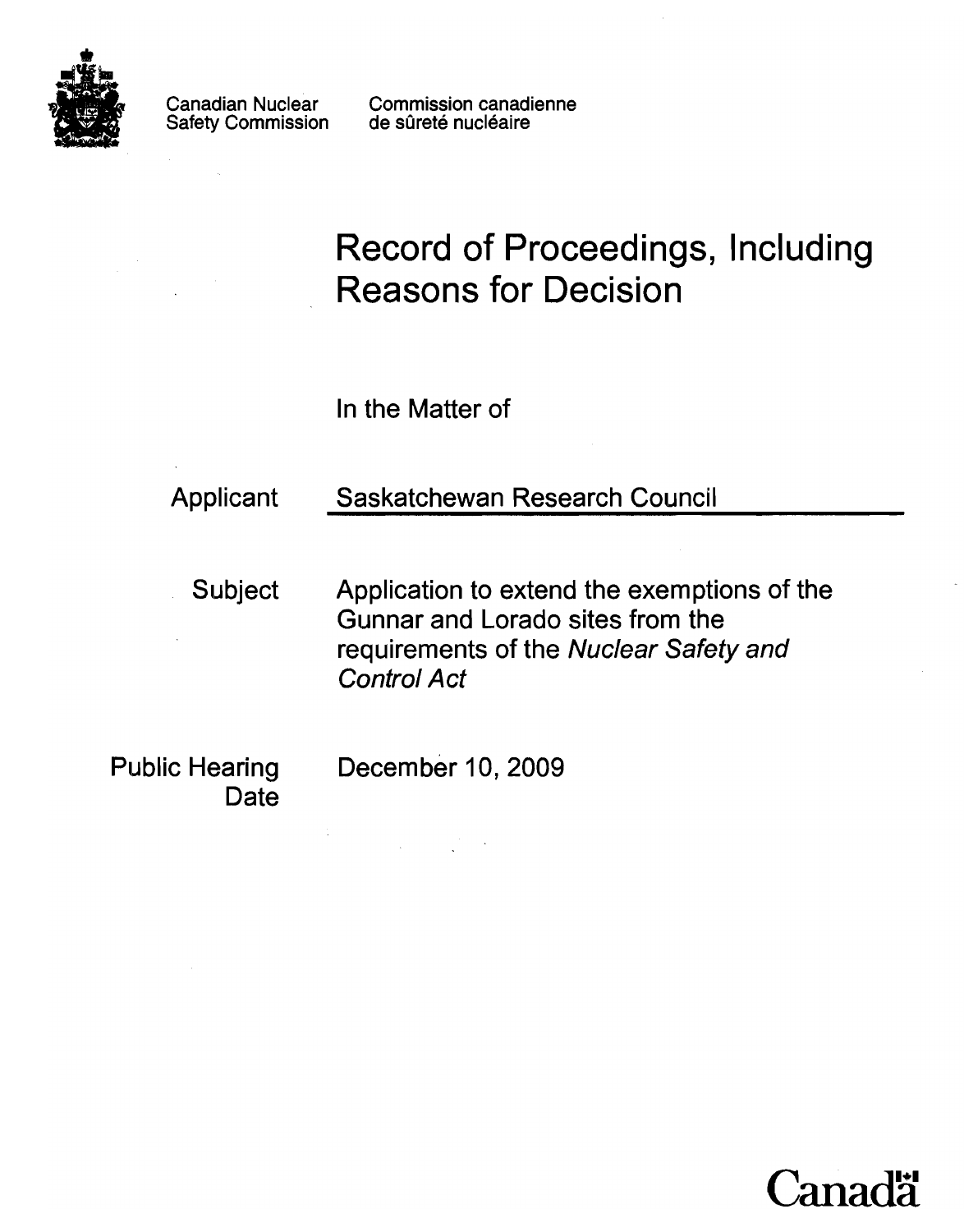Canadian Nuclear Safety Commission

Commission canadienne de sûreté nucléaire

# Record of Proceedings, Including Reasons for Decision

In the Matter of

| | |
|---|---|
| Applicant | Saskatchewan Research Council |
| Subject | Application to extend the exemptions of the Gunnar and Lorado sites from the requirements of the *Nuclear Safety and Control Act* |
| Public Hearing Date | December 10, 2009 |

Canada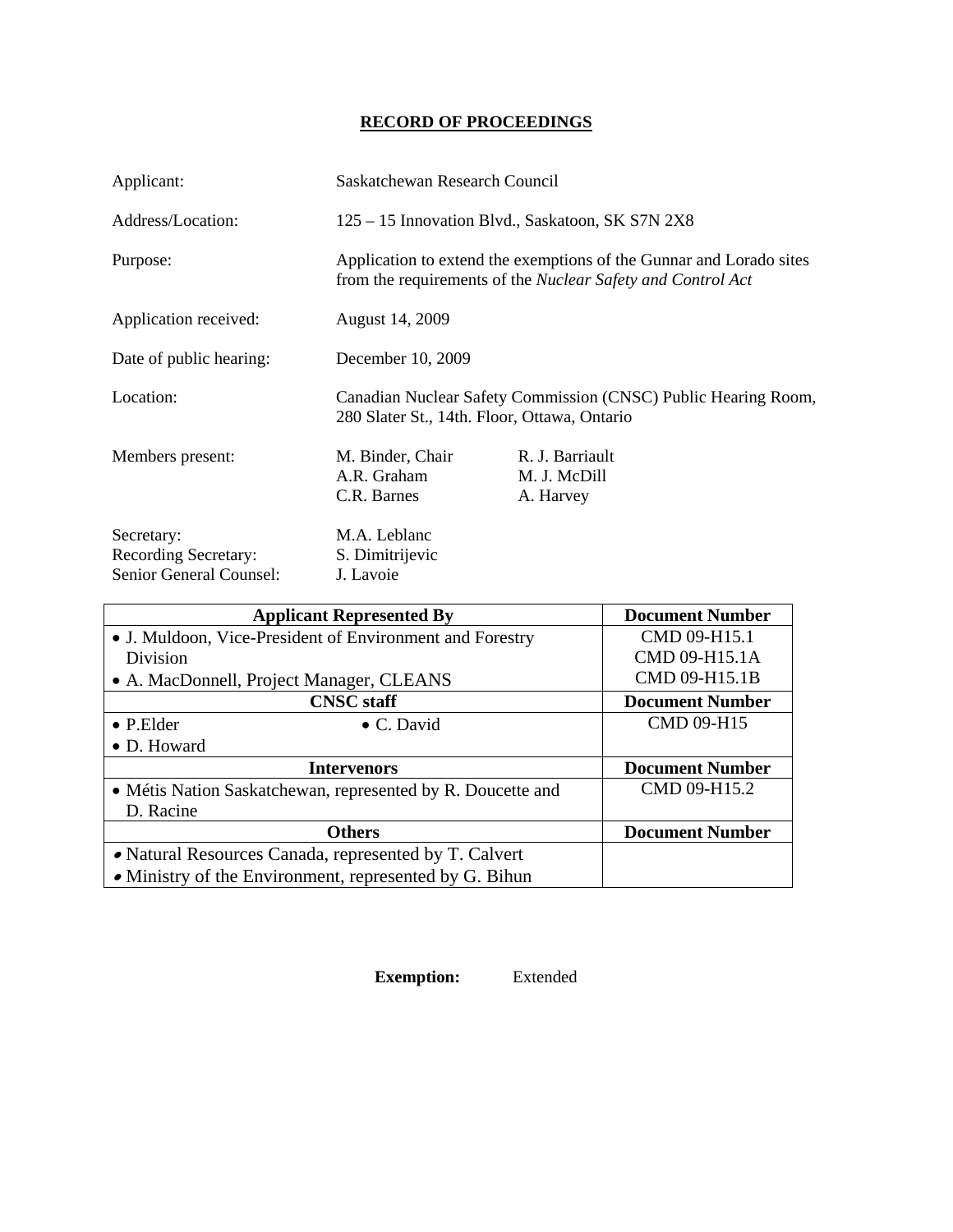# RECORD OF PROCEEDINGS

| | |
|---|---|
| Applicant: | Saskatchewan Research Council |
| Address/Location: | 125 – 15 Innovation Blvd., Saskatoon, SK S7N 2X8 |
| Purpose: | Application to extend the exemptions of the Gunnar and Lorado sites from the requirements of the *Nuclear Safety and Control Act* |
| Application received: | August 14, 2009 |
| Date of public hearing: | December 10, 2009 |
| Location: | Canadian Nuclear Safety Commission (CNSC) Public Hearing Room, 280 Slater St., 14th. Floor, Ottawa, Ontario |
| Members present: | M. Binder, Chair; A.R. Graham; C.R. Barnes; R. J. Barriault; M. J. McDill; A. Harvey |
| Secretary: | M.A. Leblanc |
| Recording Secretary: | S. Dimitrijevic |
| Senior General Counsel: | J. Lavoie |

| Applicant Represented By | Document Number |
|---|---|
| • J. Muldoon, Vice-President of Environment and Forestry Division<br>• A. MacDonnell, Project Manager, CLEANS | CMD 09-H15.1<br>CMD 09-H15.1A<br>CMD 09-H15.1B |
| **CNSC staff** | **Document Number** |
| • P.Elder • C. David<br>• D. Howard | CMD 09-H15 |
| **Intervenors** | **Document Number** |
| • Métis Nation Saskatchewan, represented by R. Doucette and D. Racine | CMD 09-H15.2 |
| **Others** | **Document Number** |
| • Natural Resources Canada, represented by T. Calvert<br>• Ministry of the Environment, represented by G. Bihun | |

**Exemption:** Extended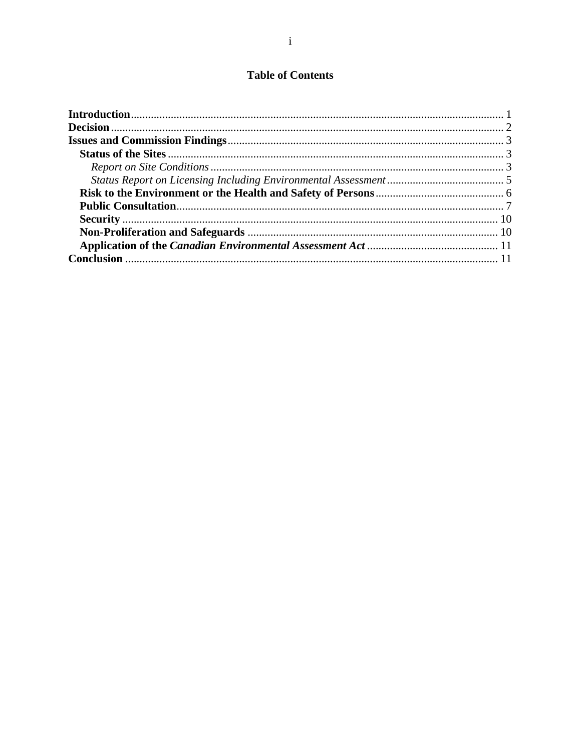# Table of Contents

**Introduction** ........................................................................................................................ 1
**Decision** .............................................................................................................................. 2
**Issues and Commission Findings** ........................................................................................ 3
- **Status of the Sites** .......................................................................................................... 3
  - *Report on Site Conditions* ............................................................................................ 3
  - *Status Report on Licensing Including Environmental Assessment* .............................. 5
- **Risk to the Environment or the Health and Safety of Persons** ...................................... 6
- **Public Consultation** ........................................................................................................ 7
- **Security** ......................................................................................................................... 10
- **Non-Proliferation and Safeguards** ............................................................................... 10
- **Application of the *Canadian Environmental Assessment Act*** ..................................... 11

**Conclusion** ......................................................................................................................... 11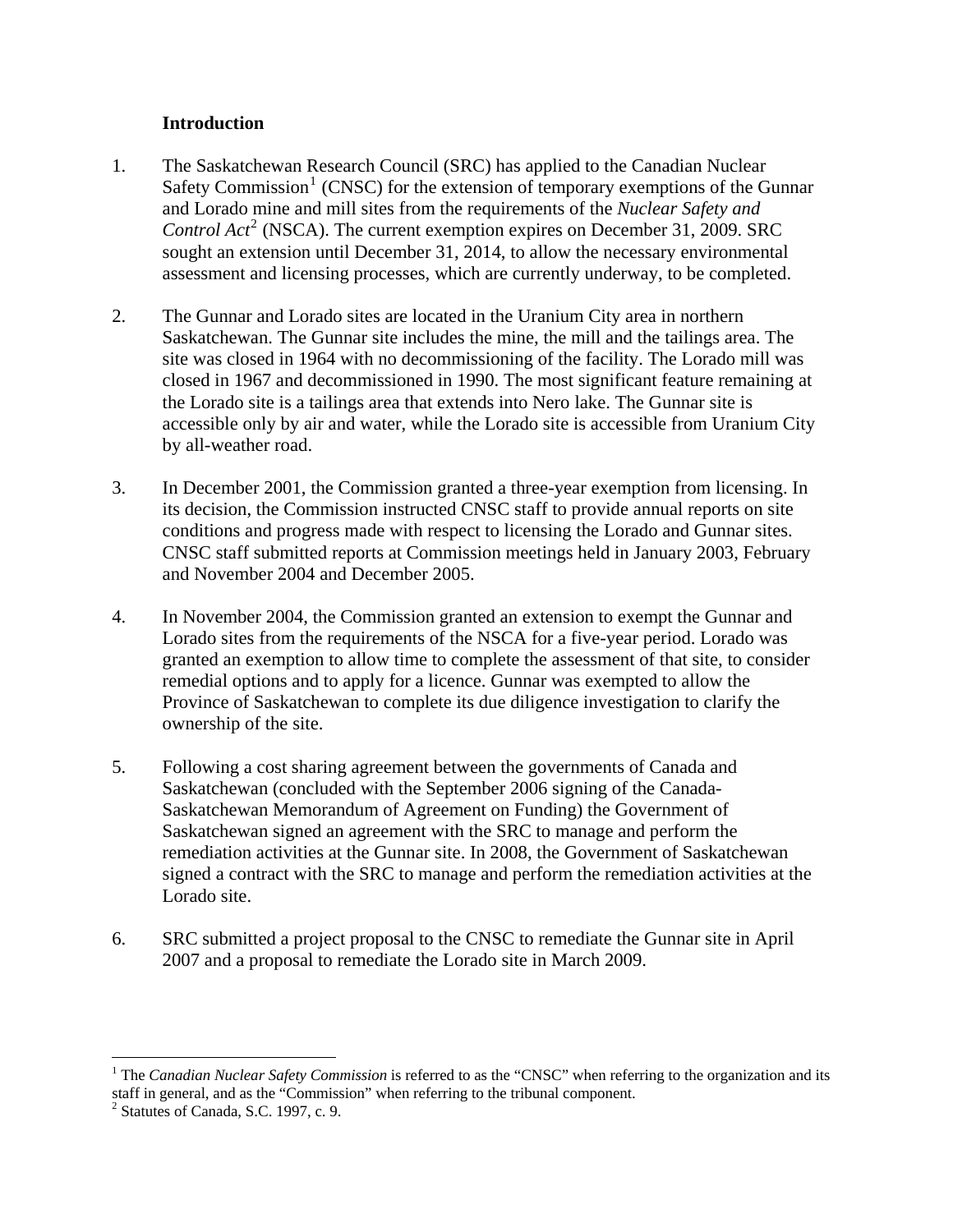**Introduction**

1. The Saskatchewan Research Council (SRC) has applied to the Canadian Nuclear Safety Commission[1] (CNSC) for the extension of temporary exemptions of the Gunnar and Lorado mine and mill sites from the requirements of the *Nuclear Safety and Control Act*[2] (NSCA). The current exemption expires on December 31, 2009. SRC sought an extension until December 31, 2014, to allow the necessary environmental assessment and licensing processes, which are currently underway, to be completed.

2. The Gunnar and Lorado sites are located in the Uranium City area in northern Saskatchewan. The Gunnar site includes the mine, the mill and the tailings area. The site was closed in 1964 with no decommissioning of the facility. The Lorado mill was closed in 1967 and decommissioned in 1990. The most significant feature remaining at the Lorado site is a tailings area that extends into Nero lake. The Gunnar site is accessible only by air and water, while the Lorado site is accessible from Uranium City by all-weather road.

3. In December 2001, the Commission granted a three-year exemption from licensing. In its decision, the Commission instructed CNSC staff to provide annual reports on site conditions and progress made with respect to licensing the Lorado and Gunnar sites. CNSC staff submitted reports at Commission meetings held in January 2003, February and November 2004 and December 2005.

4. In November 2004, the Commission granted an extension to exempt the Gunnar and Lorado sites from the requirements of the NSCA for a five-year period. Lorado was granted an exemption to allow time to complete the assessment of that site, to consider remedial options and to apply for a licence. Gunnar was exempted to allow the Province of Saskatchewan to complete its due diligence investigation to clarify the ownership of the site.

5. Following a cost sharing agreement between the governments of Canada and Saskatchewan (concluded with the September 2006 signing of the Canada-Saskatchewan Memorandum of Agreement on Funding) the Government of Saskatchewan signed an agreement with the SRC to manage and perform the remediation activities at the Gunnar site. In 2008, the Government of Saskatchewan signed a contract with the SRC to manage and perform the remediation activities at the Lorado site.

6. SRC submitted a project proposal to the CNSC to remediate the Gunnar site in April 2007 and a proposal to remediate the Lorado site in March 2009.

---

[1] The *Canadian Nuclear Safety Commission* is referred to as the "CNSC" when referring to the organization and its staff in general, and as the "Commission" when referring to the tribunal component.

[2] Statutes of Canada, S.C. 1997, c. 9.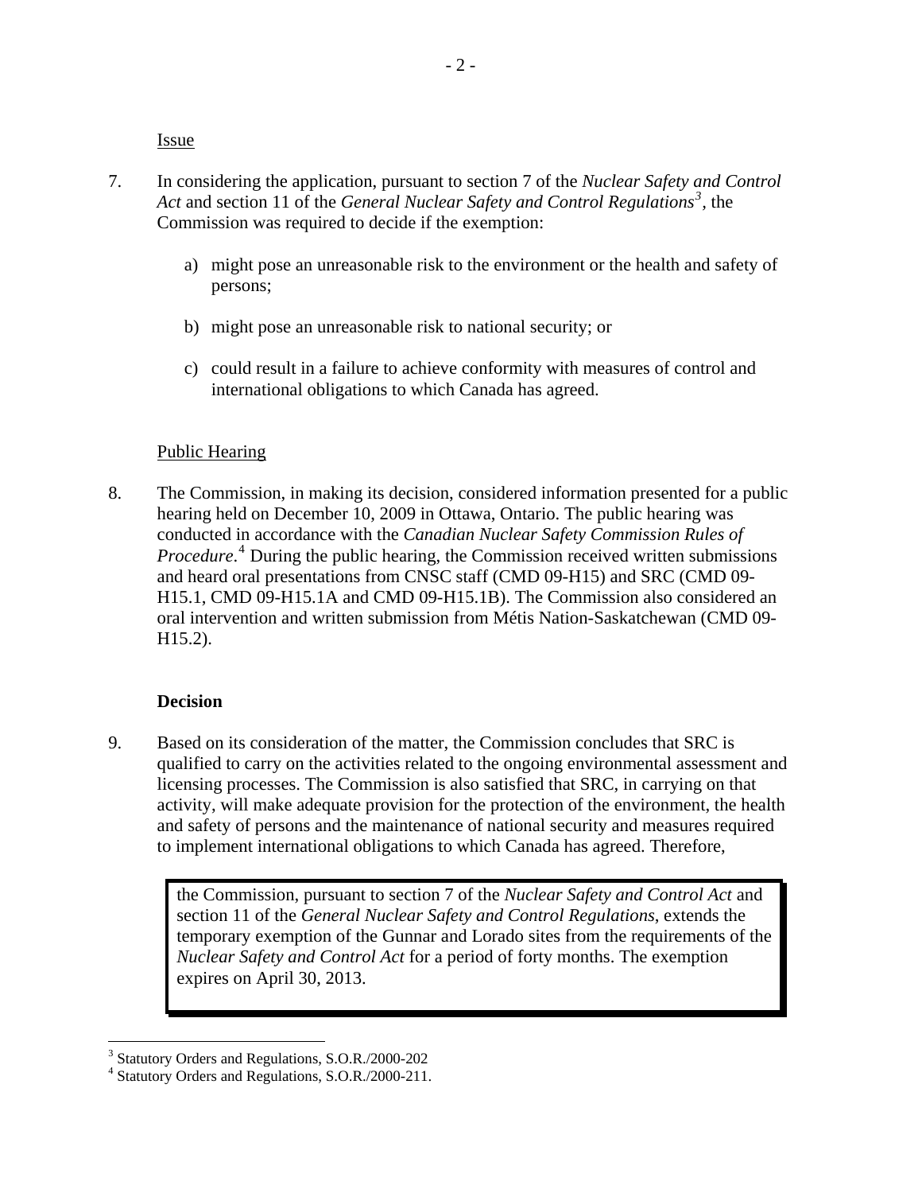Issue

7. In considering the application, pursuant to section 7 of the *Nuclear Safety and Control Act* and section 11 of the *General Nuclear Safety and Control Regulations*[3], the Commission was required to decide if the exemption:

   a) might pose an unreasonable risk to the environment or the health and safety of persons;

   b) might pose an unreasonable risk to national security; or

   c) could result in a failure to achieve conformity with measures of control and international obligations to which Canada has agreed.

Public Hearing

8. The Commission, in making its decision, considered information presented for a public hearing held on December 10, 2009 in Ottawa, Ontario. The public hearing was conducted in accordance with the *Canadian Nuclear Safety Commission Rules of Procedure*.[4] During the public hearing, the Commission received written submissions and heard oral presentations from CNSC staff (CMD 09-H15) and SRC (CMD 09-H15.1, CMD 09-H15.1A and CMD 09-H15.1B). The Commission also considered an oral intervention and written submission from Métis Nation-Saskatchewan (CMD 09-H15.2).

**Decision**

9. Based on its consideration of the matter, the Commission concludes that SRC is qualified to carry on the activities related to the ongoing environmental assessment and licensing processes. The Commission is also satisfied that SRC, in carrying on that activity, will make adequate provision for the protection of the environment, the health and safety of persons and the maintenance of national security and measures required to implement international obligations to which Canada has agreed. Therefore,

> the Commission, pursuant to section 7 of the *Nuclear Safety and Control Act* and section 11 of the *General Nuclear Safety and Control Regulations*, extends the temporary exemption of the Gunnar and Lorado sites from the requirements of the *Nuclear Safety and Control Act* for a period of forty months. The exemption expires on April 30, 2013.

---

[3] Statutory Orders and Regulations, S.O.R./2000-202

[4] Statutory Orders and Regulations, S.O.R./2000-211.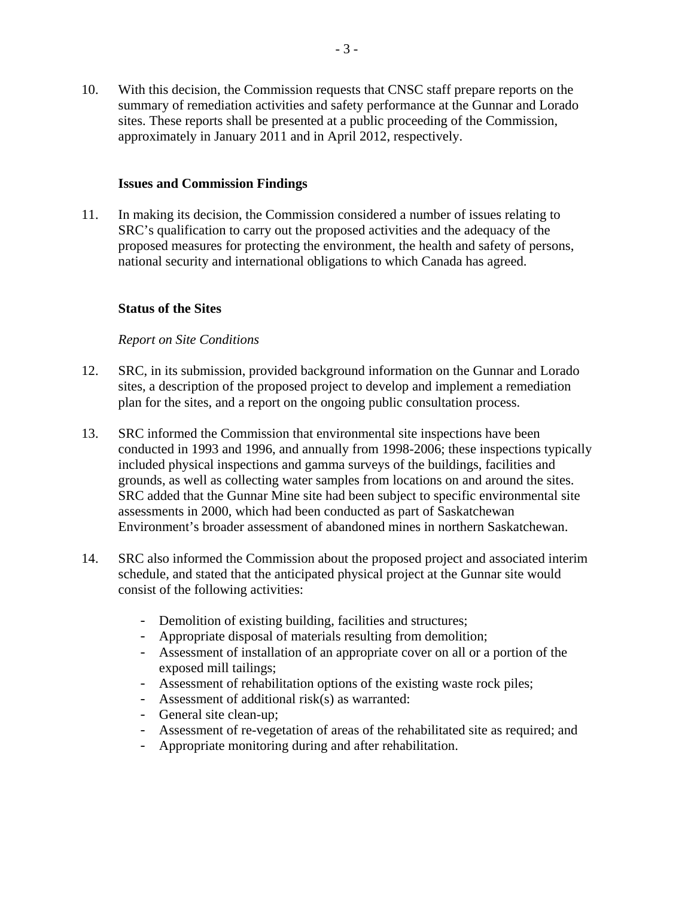10. With this decision, the Commission requests that CNSC staff prepare reports on the summary of remediation activities and safety performance at the Gunnar and Lorado sites. These reports shall be presented at a public proceeding of the Commission, approximately in January 2011 and in April 2012, respectively.

## Issues and Commission Findings

11. In making its decision, the Commission considered a number of issues relating to SRC's qualification to carry out the proposed activities and the adequacy of the proposed measures for protecting the environment, the health and safety of persons, national security and international obligations to which Canada has agreed.

## Status of the Sites

### *Report on Site Conditions*

12. SRC, in its submission, provided background information on the Gunnar and Lorado sites, a description of the proposed project to develop and implement a remediation plan for the sites, and a report on the ongoing public consultation process.

13. SRC informed the Commission that environmental site inspections have been conducted in 1993 and 1996, and annually from 1998-2006; these inspections typically included physical inspections and gamma surveys of the buildings, facilities and grounds, as well as collecting water samples from locations on and around the sites. SRC added that the Gunnar Mine site had been subject to specific environmental site assessments in 2000, which had been conducted as part of Saskatchewan Environment's broader assessment of abandoned mines in northern Saskatchewan.

14. SRC also informed the Commission about the proposed project and associated interim schedule, and stated that the anticipated physical project at the Gunnar site would consist of the following activities:

    - Demolition of existing building, facilities and structures;
    - Appropriate disposal of materials resulting from demolition;
    - Assessment of installation of an appropriate cover on all or a portion of the exposed mill tailings;
    - Assessment of rehabilitation options of the existing waste rock piles;
    - Assessment of additional risk(s) as warranted:
    - General site clean-up;
    - Assessment of re-vegetation of areas of the rehabilitated site as required; and
    - Appropriate monitoring during and after rehabilitation.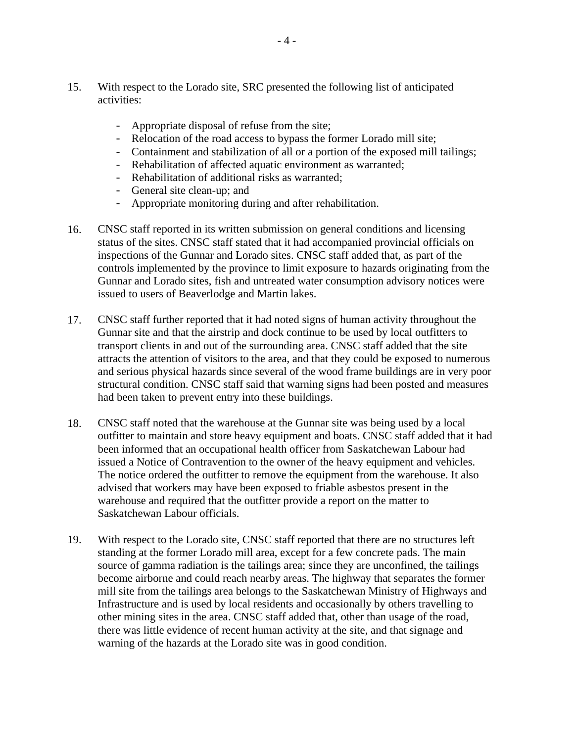15. With respect to the Lorado site, SRC presented the following list of anticipated activities:

   - Appropriate disposal of refuse from the site;
   - Relocation of the road access to bypass the former Lorado mill site;
   - Containment and stabilization of all or a portion of the exposed mill tailings;
   - Rehabilitation of affected aquatic environment as warranted;
   - Rehabilitation of additional risks as warranted;
   - General site clean-up; and
   - Appropriate monitoring during and after rehabilitation.

16. CNSC staff reported in its written submission on general conditions and licensing status of the sites. CNSC staff stated that it had accompanied provincial officials on inspections of the Gunnar and Lorado sites. CNSC staff added that, as part of the controls implemented by the province to limit exposure to hazards originating from the Gunnar and Lorado sites, fish and untreated water consumption advisory notices were issued to users of Beaverlodge and Martin lakes.

17. CNSC staff further reported that it had noted signs of human activity throughout the Gunnar site and that the airstrip and dock continue to be used by local outfitters to transport clients in and out of the surrounding area. CNSC staff added that the site attracts the attention of visitors to the area, and that they could be exposed to numerous and serious physical hazards since several of the wood frame buildings are in very poor structural condition. CNSC staff said that warning signs had been posted and measures had been taken to prevent entry into these buildings.

18. CNSC staff noted that the warehouse at the Gunnar site was being used by a local outfitter to maintain and store heavy equipment and boats. CNSC staff added that it had been informed that an occupational health officer from Saskatchewan Labour had issued a Notice of Contravention to the owner of the heavy equipment and vehicles. The notice ordered the outfitter to remove the equipment from the warehouse. It also advised that workers may have been exposed to friable asbestos present in the warehouse and required that the outfitter provide a report on the matter to Saskatchewan Labour officials.

19. With respect to the Lorado site, CNSC staff reported that there are no structures left standing at the former Lorado mill area, except for a few concrete pads. The main source of gamma radiation is the tailings area; since they are unconfined, the tailings become airborne and could reach nearby areas. The highway that separates the former mill site from the tailings area belongs to the Saskatchewan Ministry of Highways and Infrastructure and is used by local residents and occasionally by others travelling to other mining sites in the area. CNSC staff added that, other than usage of the road, there was little evidence of recent human activity at the site, and that signage and warning of the hazards at the Lorado site was in good condition.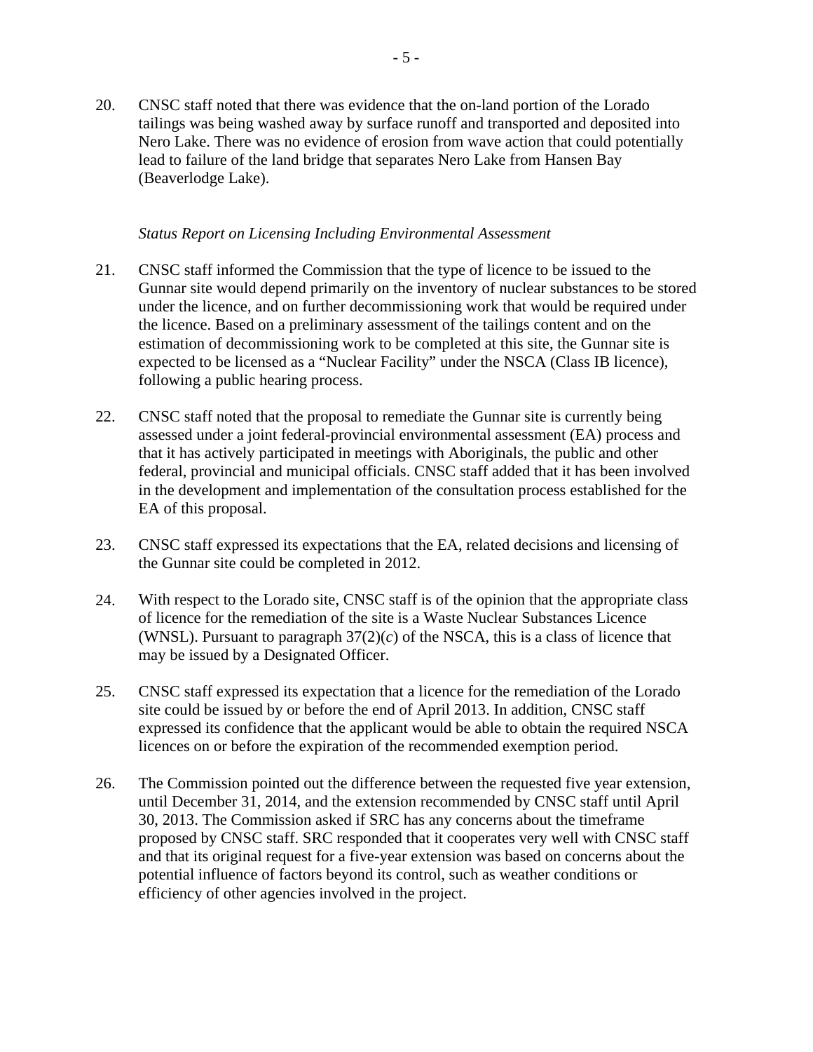20. CNSC staff noted that there was evidence that the on-land portion of the Lorado tailings was being washed away by surface runoff and transported and deposited into Nero Lake. There was no evidence of erosion from wave action that could potentially lead to failure of the land bridge that separates Nero Lake from Hansen Bay (Beaverlodge Lake).

*Status Report on Licensing Including Environmental Assessment*

21. CNSC staff informed the Commission that the type of licence to be issued to the Gunnar site would depend primarily on the inventory of nuclear substances to be stored under the licence, and on further decommissioning work that would be required under the licence. Based on a preliminary assessment of the tailings content and on the estimation of decommissioning work to be completed at this site, the Gunnar site is expected to be licensed as a "Nuclear Facility" under the NSCA (Class IB licence), following a public hearing process.

22. CNSC staff noted that the proposal to remediate the Gunnar site is currently being assessed under a joint federal-provincial environmental assessment (EA) process and that it has actively participated in meetings with Aboriginals, the public and other federal, provincial and municipal officials. CNSC staff added that it has been involved in the development and implementation of the consultation process established for the EA of this proposal.

23. CNSC staff expressed its expectations that the EA, related decisions and licensing of the Gunnar site could be completed in 2012.

24. With respect to the Lorado site, CNSC staff is of the opinion that the appropriate class of licence for the remediation of the site is a Waste Nuclear Substances Licence (WNSL). Pursuant to paragraph 37(2)(*c*) of the NSCA, this is a class of licence that may be issued by a Designated Officer.

25. CNSC staff expressed its expectation that a licence for the remediation of the Lorado site could be issued by or before the end of April 2013. In addition, CNSC staff expressed its confidence that the applicant would be able to obtain the required NSCA licences on or before the expiration of the recommended exemption period.

26. The Commission pointed out the difference between the requested five year extension, until December 31, 2014, and the extension recommended by CNSC staff until April 30, 2013. The Commission asked if SRC has any concerns about the timeframe proposed by CNSC staff. SRC responded that it cooperates very well with CNSC staff and that its original request for a five-year extension was based on concerns about the potential influence of factors beyond its control, such as weather conditions or efficiency of other agencies involved in the project.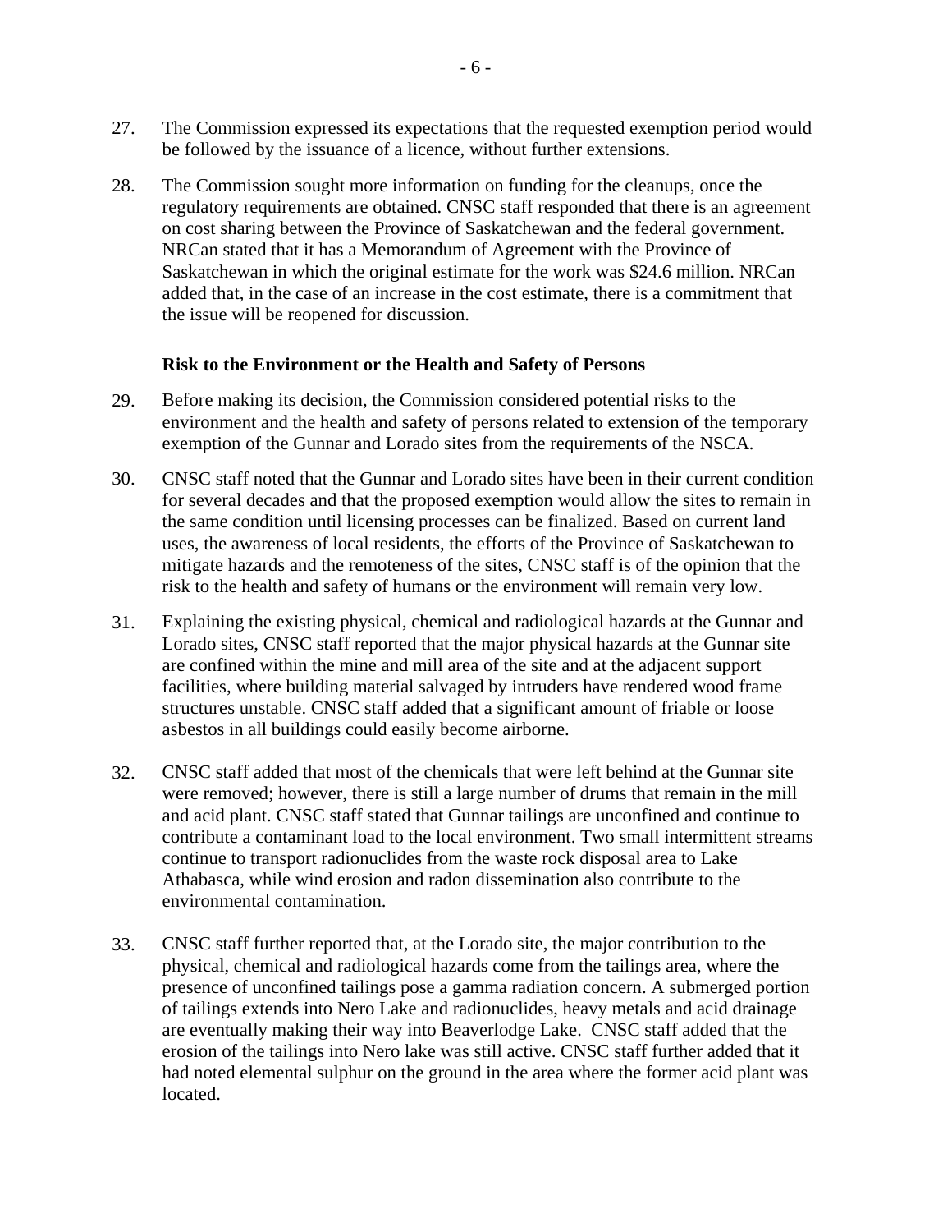27. The Commission expressed its expectations that the requested exemption period would be followed by the issuance of a licence, without further extensions.

28. The Commission sought more information on funding for the cleanups, once the regulatory requirements are obtained. CNSC staff responded that there is an agreement on cost sharing between the Province of Saskatchewan and the federal government. NRCan stated that it has a Memorandum of Agreement with the Province of Saskatchewan in which the original estimate for the work was $24.6 million. NRCan added that, in the case of an increase in the cost estimate, there is a commitment that the issue will be reopened for discussion.

**Risk to the Environment or the Health and Safety of Persons**

29. Before making its decision, the Commission considered potential risks to the environment and the health and safety of persons related to extension of the temporary exemption of the Gunnar and Lorado sites from the requirements of the NSCA.

30. CNSC staff noted that the Gunnar and Lorado sites have been in their current condition for several decades and that the proposed exemption would allow the sites to remain in the same condition until licensing processes can be finalized. Based on current land uses, the awareness of local residents, the efforts of the Province of Saskatchewan to mitigate hazards and the remoteness of the sites, CNSC staff is of the opinion that the risk to the health and safety of humans or the environment will remain very low.

31. Explaining the existing physical, chemical and radiological hazards at the Gunnar and Lorado sites, CNSC staff reported that the major physical hazards at the Gunnar site are confined within the mine and mill area of the site and at the adjacent support facilities, where building material salvaged by intruders have rendered wood frame structures unstable. CNSC staff added that a significant amount of friable or loose asbestos in all buildings could easily become airborne.

32. CNSC staff added that most of the chemicals that were left behind at the Gunnar site were removed; however, there is still a large number of drums that remain in the mill and acid plant. CNSC staff stated that Gunnar tailings are unconfined and continue to contribute a contaminant load to the local environment. Two small intermittent streams continue to transport radionuclides from the waste rock disposal area to Lake Athabasca, while wind erosion and radon dissemination also contribute to the environmental contamination.

33. CNSC staff further reported that, at the Lorado site, the major contribution to the physical, chemical and radiological hazards come from the tailings area, where the presence of unconfined tailings pose a gamma radiation concern. A submerged portion of tailings extends into Nero Lake and radionuclides, heavy metals and acid drainage are eventually making their way into Beaverlodge Lake. CNSC staff added that the erosion of the tailings into Nero lake was still active. CNSC staff further added that it had noted elemental sulphur on the ground in the area where the former acid plant was located.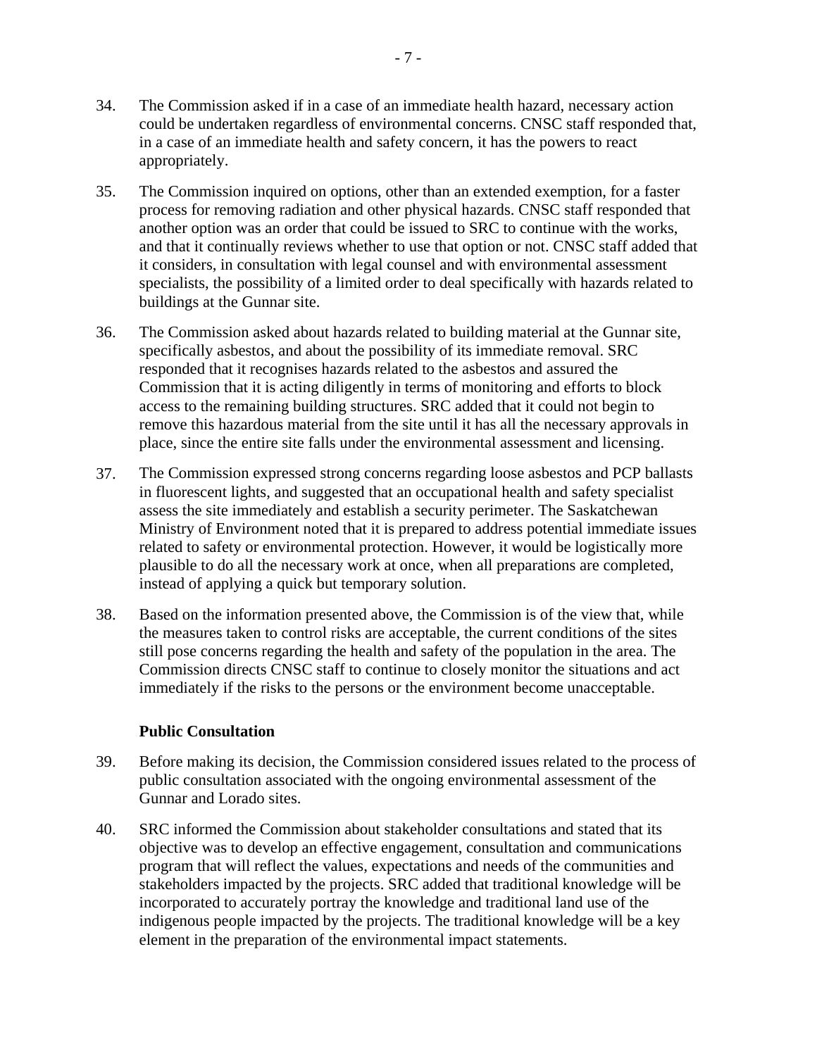34. The Commission asked if in a case of an immediate health hazard, necessary action could be undertaken regardless of environmental concerns. CNSC staff responded that, in a case of an immediate health and safety concern, it has the powers to react appropriately.

35. The Commission inquired on options, other than an extended exemption, for a faster process for removing radiation and other physical hazards. CNSC staff responded that another option was an order that could be issued to SRC to continue with the works, and that it continually reviews whether to use that option or not. CNSC staff added that it considers, in consultation with legal counsel and with environmental assessment specialists, the possibility of a limited order to deal specifically with hazards related to buildings at the Gunnar site.

36. The Commission asked about hazards related to building material at the Gunnar site, specifically asbestos, and about the possibility of its immediate removal. SRC responded that it recognises hazards related to the asbestos and assured the Commission that it is acting diligently in terms of monitoring and efforts to block access to the remaining building structures. SRC added that it could not begin to remove this hazardous material from the site until it has all the necessary approvals in place, since the entire site falls under the environmental assessment and licensing.

37. The Commission expressed strong concerns regarding loose asbestos and PCP ballasts in fluorescent lights, and suggested that an occupational health and safety specialist assess the site immediately and establish a security perimeter. The Saskatchewan Ministry of Environment noted that it is prepared to address potential immediate issues related to safety or environmental protection. However, it would be logistically more plausible to do all the necessary work at once, when all preparations are completed, instead of applying a quick but temporary solution.

38. Based on the information presented above, the Commission is of the view that, while the measures taken to control risks are acceptable, the current conditions of the sites still pose concerns regarding the health and safety of the population in the area. The Commission directs CNSC staff to continue to closely monitor the situations and act immediately if the risks to the persons or the environment become unacceptable.

**Public Consultation**

39. Before making its decision, the Commission considered issues related to the process of public consultation associated with the ongoing environmental assessment of the Gunnar and Lorado sites.

40. SRC informed the Commission about stakeholder consultations and stated that its objective was to develop an effective engagement, consultation and communications program that will reflect the values, expectations and needs of the communities and stakeholders impacted by the projects. SRC added that traditional knowledge will be incorporated to accurately portray the knowledge and traditional land use of the indigenous people impacted by the projects. The traditional knowledge will be a key element in the preparation of the environmental impact statements.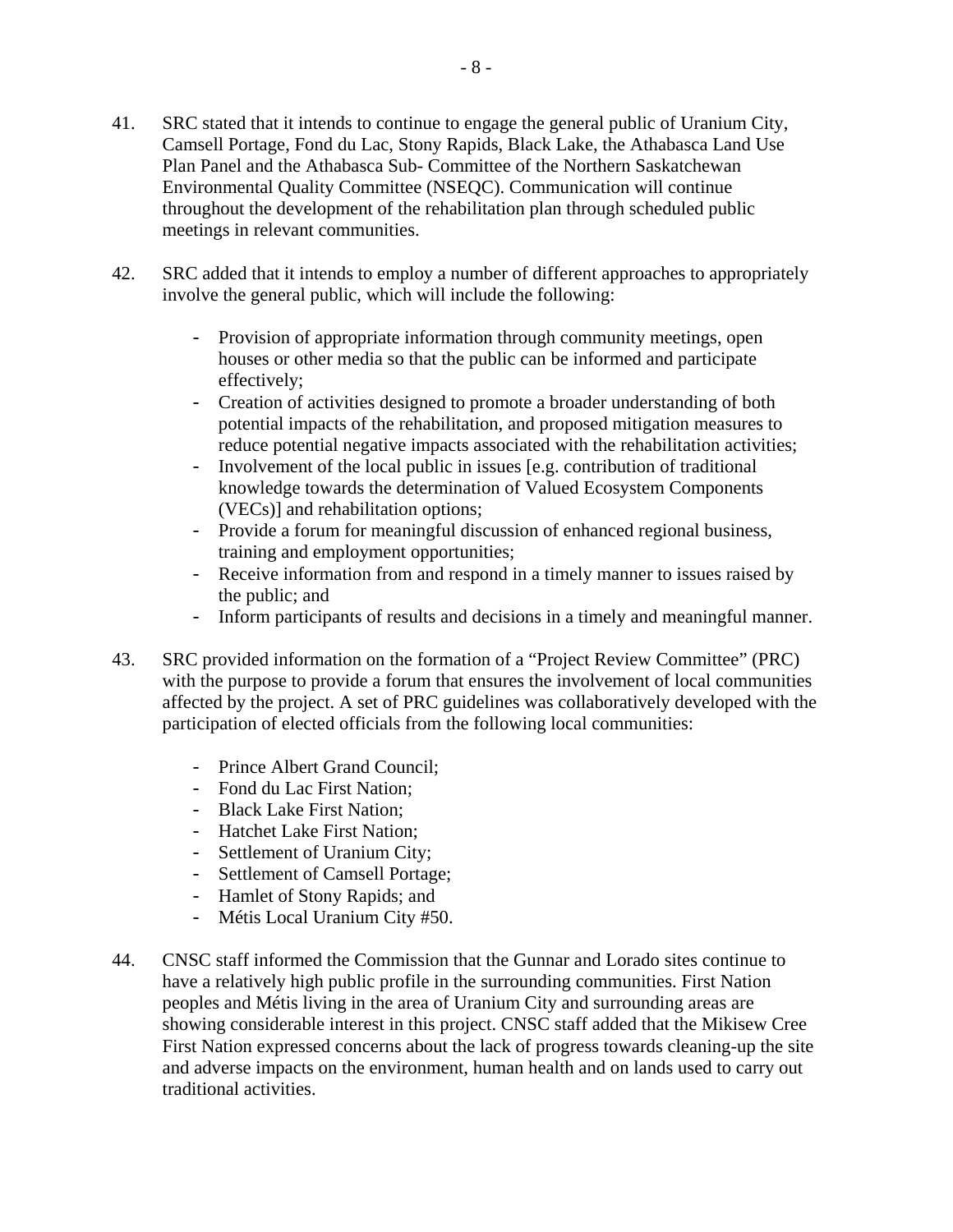41. SRC stated that it intends to continue to engage the general public of Uranium City, Camsell Portage, Fond du Lac, Stony Rapids, Black Lake, the Athabasca Land Use Plan Panel and the Athabasca Sub- Committee of the Northern Saskatchewan Environmental Quality Committee (NSEQC). Communication will continue throughout the development of the rehabilitation plan through scheduled public meetings in relevant communities.

42. SRC added that it intends to employ a number of different approaches to appropriately involve the general public, which will include the following:

    - Provision of appropriate information through community meetings, open houses or other media so that the public can be informed and participate effectively;
    - Creation of activities designed to promote a broader understanding of both potential impacts of the rehabilitation, and proposed mitigation measures to reduce potential negative impacts associated with the rehabilitation activities;
    - Involvement of the local public in issues [e.g. contribution of traditional knowledge towards the determination of Valued Ecosystem Components (VECs)] and rehabilitation options;
    - Provide a forum for meaningful discussion of enhanced regional business, training and employment opportunities;
    - Receive information from and respond in a timely manner to issues raised by the public; and
    - Inform participants of results and decisions in a timely and meaningful manner.

43. SRC provided information on the formation of a "Project Review Committee" (PRC) with the purpose to provide a forum that ensures the involvement of local communities affected by the project. A set of PRC guidelines was collaboratively developed with the participation of elected officials from the following local communities:

    - Prince Albert Grand Council;
    - Fond du Lac First Nation;
    - Black Lake First Nation;
    - Hatchet Lake First Nation;
    - Settlement of Uranium City;
    - Settlement of Camsell Portage;
    - Hamlet of Stony Rapids; and
    - Métis Local Uranium City #50.

44. CNSC staff informed the Commission that the Gunnar and Lorado sites continue to have a relatively high public profile in the surrounding communities. First Nation peoples and Métis living in the area of Uranium City and surrounding areas are showing considerable interest in this project. CNSC staff added that the Mikisew Cree First Nation expressed concerns about the lack of progress towards cleaning-up the site and adverse impacts on the environment, human health and on lands used to carry out traditional activities.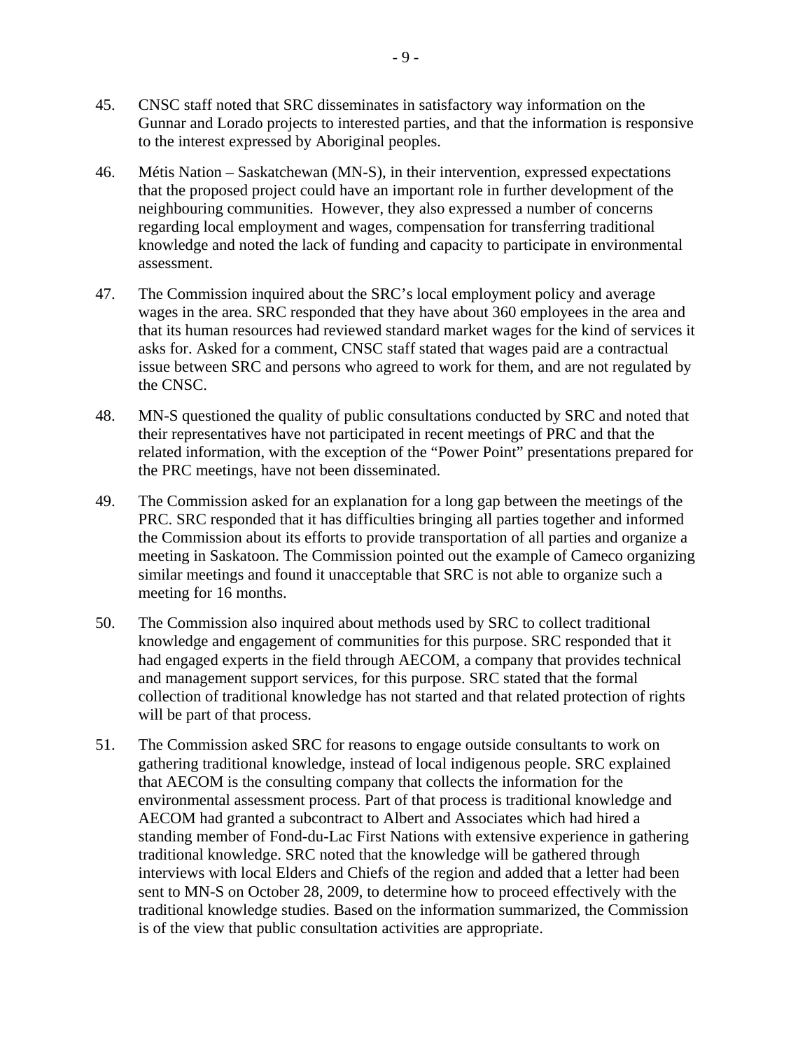45. CNSC staff noted that SRC disseminates in satisfactory way information on the Gunnar and Lorado projects to interested parties, and that the information is responsive to the interest expressed by Aboriginal peoples.

46. Métis Nation – Saskatchewan (MN-S), in their intervention, expressed expectations that the proposed project could have an important role in further development of the neighbouring communities. However, they also expressed a number of concerns regarding local employment and wages, compensation for transferring traditional knowledge and noted the lack of funding and capacity to participate in environmental assessment.

47. The Commission inquired about the SRC's local employment policy and average wages in the area. SRC responded that they have about 360 employees in the area and that its human resources had reviewed standard market wages for the kind of services it asks for. Asked for a comment, CNSC staff stated that wages paid are a contractual issue between SRC and persons who agreed to work for them, and are not regulated by the CNSC.

48. MN-S questioned the quality of public consultations conducted by SRC and noted that their representatives have not participated in recent meetings of PRC and that the related information, with the exception of the "Power Point" presentations prepared for the PRC meetings, have not been disseminated.

49. The Commission asked for an explanation for a long gap between the meetings of the PRC. SRC responded that it has difficulties bringing all parties together and informed the Commission about its efforts to provide transportation of all parties and organize a meeting in Saskatoon. The Commission pointed out the example of Cameco organizing similar meetings and found it unacceptable that SRC is not able to organize such a meeting for 16 months.

50. The Commission also inquired about methods used by SRC to collect traditional knowledge and engagement of communities for this purpose. SRC responded that it had engaged experts in the field through AECOM, a company that provides technical and management support services, for this purpose. SRC stated that the formal collection of traditional knowledge has not started and that related protection of rights will be part of that process.

51. The Commission asked SRC for reasons to engage outside consultants to work on gathering traditional knowledge, instead of local indigenous people. SRC explained that AECOM is the consulting company that collects the information for the environmental assessment process. Part of that process is traditional knowledge and AECOM had granted a subcontract to Albert and Associates which had hired a standing member of Fond-du-Lac First Nations with extensive experience in gathering traditional knowledge. SRC noted that the knowledge will be gathered through interviews with local Elders and Chiefs of the region and added that a letter had been sent to MN-S on October 28, 2009, to determine how to proceed effectively with the traditional knowledge studies. Based on the information summarized, the Commission is of the view that public consultation activities are appropriate.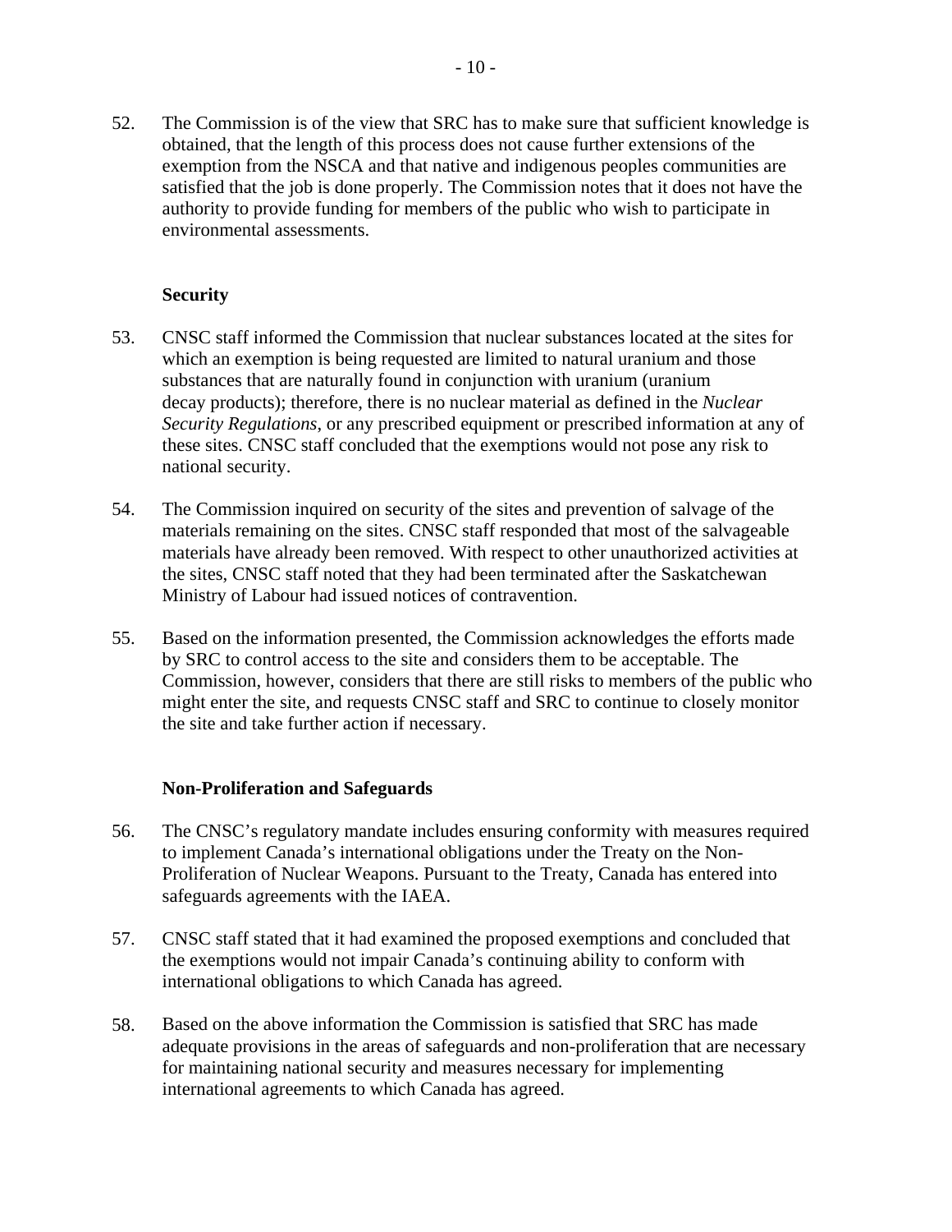52. The Commission is of the view that SRC has to make sure that sufficient knowledge is obtained, that the length of this process does not cause further extensions of the exemption from the NSCA and that native and indigenous peoples communities are satisfied that the job is done properly. The Commission notes that it does not have the authority to provide funding for members of the public who wish to participate in environmental assessments.

**Security**

53. CNSC staff informed the Commission that nuclear substances located at the sites for which an exemption is being requested are limited to natural uranium and those substances that are naturally found in conjunction with uranium (uranium decay products); therefore, there is no nuclear material as defined in the *Nuclear Security Regulations*, or any prescribed equipment or prescribed information at any of these sites. CNSC staff concluded that the exemptions would not pose any risk to national security.

54. The Commission inquired on security of the sites and prevention of salvage of the materials remaining on the sites. CNSC staff responded that most of the salvageable materials have already been removed. With respect to other unauthorized activities at the sites, CNSC staff noted that they had been terminated after the Saskatchewan Ministry of Labour had issued notices of contravention.

55. Based on the information presented, the Commission acknowledges the efforts made by SRC to control access to the site and considers them to be acceptable. The Commission, however, considers that there are still risks to members of the public who might enter the site, and requests CNSC staff and SRC to continue to closely monitor the site and take further action if necessary.

**Non-Proliferation and Safeguards**

56. The CNSC's regulatory mandate includes ensuring conformity with measures required to implement Canada's international obligations under the Treaty on the Non-Proliferation of Nuclear Weapons. Pursuant to the Treaty, Canada has entered into safeguards agreements with the IAEA.

57. CNSC staff stated that it had examined the proposed exemptions and concluded that the exemptions would not impair Canada's continuing ability to conform with international obligations to which Canada has agreed.

58. Based on the above information the Commission is satisfied that SRC has made adequate provisions in the areas of safeguards and non-proliferation that are necessary for maintaining national security and measures necessary for implementing international agreements to which Canada has agreed.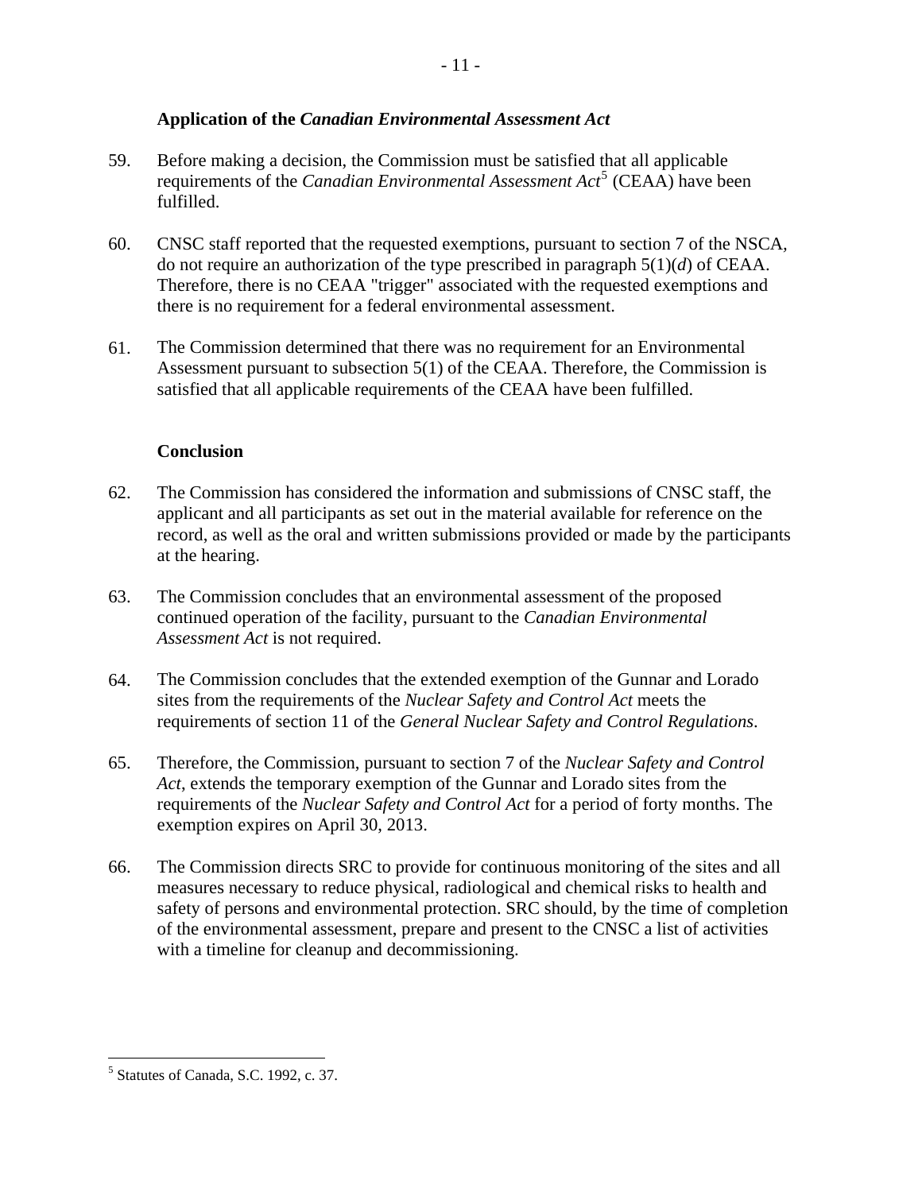### Application of the *Canadian Environmental Assessment Act*

59. Before making a decision, the Commission must be satisfied that all applicable requirements of the *Canadian Environmental Assessment Act*[5] (CEAA) have been fulfilled.

60. CNSC staff reported that the requested exemptions, pursuant to section 7 of the NSCA, do not require an authorization of the type prescribed in paragraph 5(1)(*d*) of CEAA. Therefore, there is no CEAA "trigger" associated with the requested exemptions and there is no requirement for a federal environmental assessment.

61. The Commission determined that there was no requirement for an Environmental Assessment pursuant to subsection 5(1) of the CEAA. Therefore, the Commission is satisfied that all applicable requirements of the CEAA have been fulfilled.

### Conclusion

62. The Commission has considered the information and submissions of CNSC staff, the applicant and all participants as set out in the material available for reference on the record, as well as the oral and written submissions provided or made by the participants at the hearing.

63. The Commission concludes that an environmental assessment of the proposed continued operation of the facility, pursuant to the *Canadian Environmental Assessment Act* is not required.

64. The Commission concludes that the extended exemption of the Gunnar and Lorado sites from the requirements of the *Nuclear Safety and Control Act* meets the requirements of section 11 of the *General Nuclear Safety and Control Regulations*.

65. Therefore, the Commission, pursuant to section 7 of the *Nuclear Safety and Control Act*, extends the temporary exemption of the Gunnar and Lorado sites from the requirements of the *Nuclear Safety and Control Act* for a period of forty months. The exemption expires on April 30, 2013.

66. The Commission directs SRC to provide for continuous monitoring of the sites and all measures necessary to reduce physical, radiological and chemical risks to health and safety of persons and environmental protection. SRC should, by the time of completion of the environmental assessment, prepare and present to the CNSC a list of activities with a timeline for cleanup and decommissioning.

---

[5] Statutes of Canada, S.C. 1992, c. 37.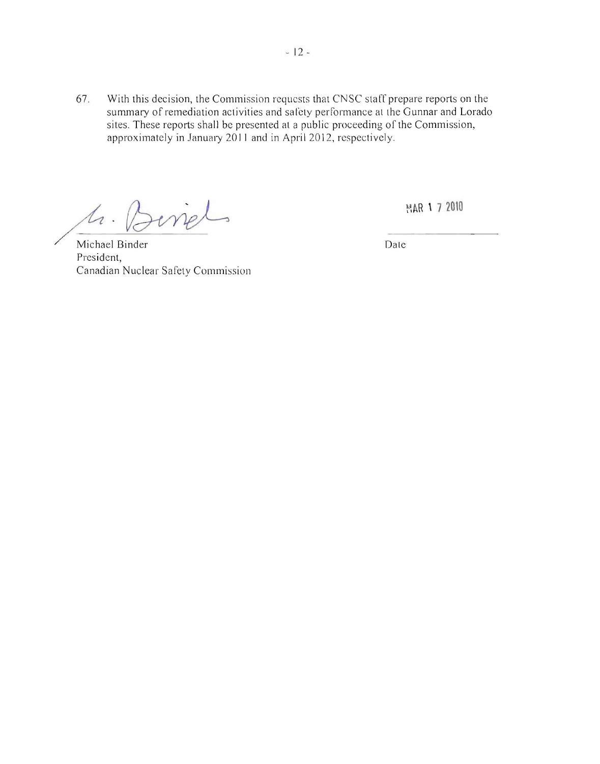67. With this decision, the Commission requests that CNSC staff prepare reports on the summary of remediation activities and safety performance at the Gunnar and Lorado sites. These reports shall be presented at a public proceeding of the Commission, approximately in January 2011 and in April 2012, respectively.

M. Binder

Michael Binder
President,
Canadian Nuclear Safety Commission

MAR 1 7 2010

Date